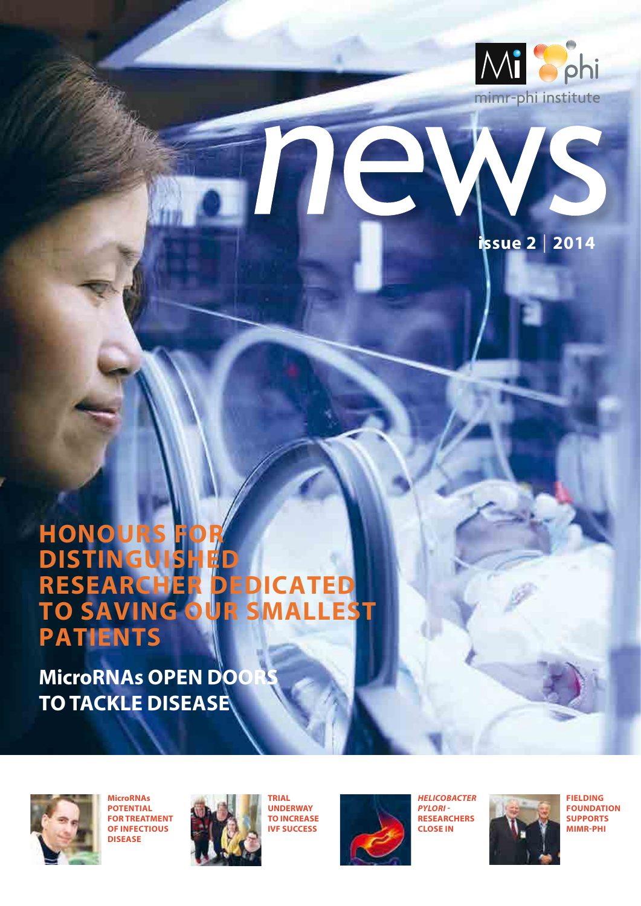Mi phi

mimr-phi institute

# news

**issue 2 | 2014**

## HONOURS FOR DISTINGUISHED RESEARCHER DEDICATED TO SAVING OUR SMALLEST PATIENTS

## MicroRNAs OPEN DOORS TO TACKLE DISEASE

**MicroRNAs POTENTIAL FOR TREATMENT OF INFECTIOUS DISEASE**

**TRIAL UNDERWAY TO INCREASE IVF SUCCESS**

***HELICOBACTER PYLORI*** **- RESEARCHERS CLOSE IN**

**FIELDING FOUNDATION SUPPORTS MIMR-PHI**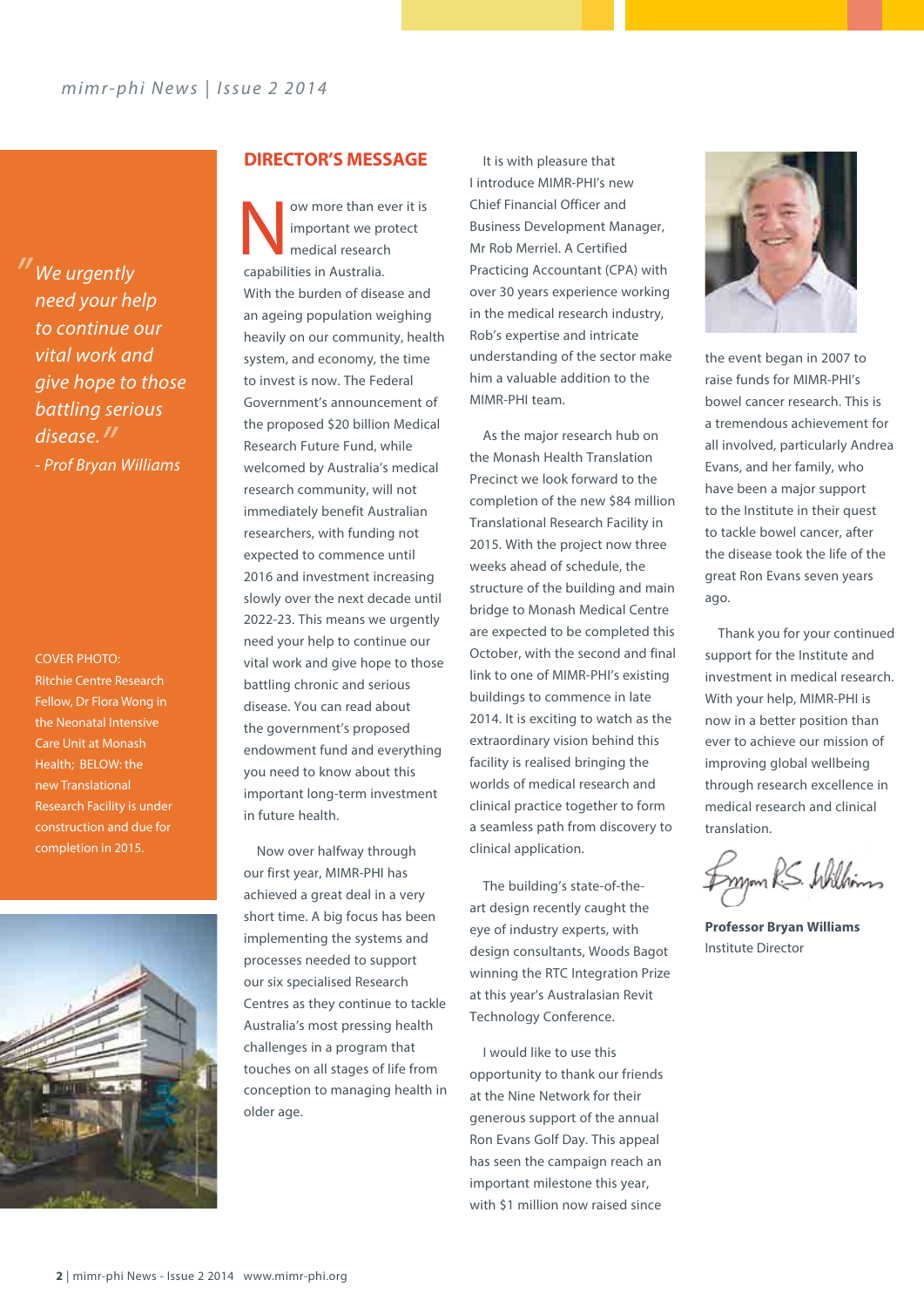> *"We urgently need your help to continue our vital work and give hope to those battling serious disease."*
>
> *- Prof Bryan Williams*

COVER PHOTO: Ritchie Centre Research Fellow, Dr Flora Wong in the Neonatal Intensive Care Unit at Monash Health; BELOW: the new Translational Research Facility is under construction and due for completion in 2015.

## DIRECTOR'S MESSAGE

Now more than ever it is important we protect medical research capabilities in Australia. With the burden of disease and an ageing population weighing heavily on our community, health system, and economy, the time to invest is now. The Federal Government's announcement of the proposed $20 billion Medical Research Future Fund, while welcomed by Australia's medical research community, will not immediately benefit Australian researchers, with funding not expected to commence until 2016 and investment increasing slowly over the next decade until 2022-23. This means we urgently need your help to continue our vital work and give hope to those battling chronic and serious disease. You can read about the government's proposed endowment fund and everything you need to know about this important long-term investment in future health.

Now over halfway through our first year, MIMR-PHI has achieved a great deal in a very short time. A big focus has been implementing the systems and processes needed to support our six specialised Research Centres as they continue to tackle Australia's most pressing health challenges in a program that touches on all stages of life from conception to managing health in older age.

It is with pleasure that I introduce MIMR-PHI's new Chief Financial Officer and Business Development Manager, Mr Rob Merriel. A Certified Practicing Accountant (CPA) with over 30 years experience working in the medical research industry, Rob's expertise and intricate understanding of the sector make him a valuable addition to the MIMR-PHI team.

As the major research hub on the Monash Health Translation Precinct we look forward to the completion of the new $84 million Translational Research Facility in 2015. With the project now three weeks ahead of schedule, the structure of the building and main bridge to Monash Medical Centre are expected to be completed this October, with the second and final link to one of MIMR-PHI's existing buildings to commence in late 2014. It is exciting to watch as the extraordinary vision behind this facility is realised bringing the worlds of medical research and clinical practice together to form a seamless path from discovery to clinical application.

The building's state-of-the-art design recently caught the eye of industry experts, with design consultants, Woods Bagot winning the RTC Integration Prize at this year's Australasian Revit Technology Conference.

I would like to use this opportunity to thank our friends at the Nine Network for their generous support of the annual Ron Evans Golf Day. This appeal has seen the campaign reach an important milestone this year, with $1 million now raised since the event began in 2007 to raise funds for MIMR-PHI's bowel cancer research. This is a tremendous achievement for all involved, particularly Andrea Evans, and her family, who have been a major support to the Institute in their quest to tackle bowel cancer, after the disease took the life of the great Ron Evans seven years ago.

Thank you for your continued support for the Institute and investment in medical research. With your help, MIMR-PHI is now in a better position than ever to achieve our mission of improving global wellbeing through research excellence in medical research and clinical translation.

**Professor Bryan Williams**
Institute Director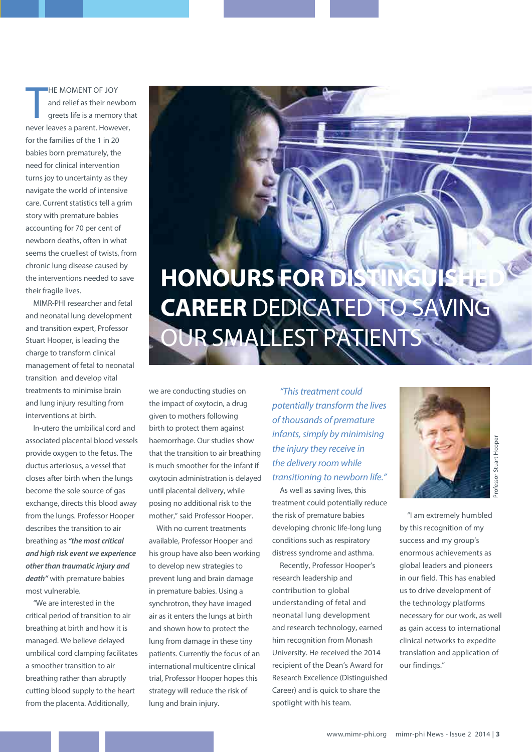# HONOURS FOR DISTINGUISHED CAREER DEDICATED TO SAVING OUR SMALLEST PATIENTS

THE MOMENT OF JOY and relief as their newborn greets life is a memory that never leaves a parent. However, for the families of the 1 in 20 babies born prematurely, the need for clinical intervention turns joy to uncertainty as they navigate the world of intensive care. Current statistics tell a grim story with premature babies accounting for 70 per cent of newborn deaths, often in what seems the cruellest of twists, from chronic lung disease caused by the interventions needed to save their fragile lives.

MIMR-PHI researcher and fetal and neonatal lung development and transition expert, Professor Stuart Hooper, is leading the charge to transform clinical management of fetal to neonatal transition and develop vital treatments to minimise brain and lung injury resulting from interventions at birth.

In-utero the umbilical cord and associated placental blood vessels provide oxygen to the fetus. The ductus arteriosus, a vessel that closes after birth when the lungs become the sole source of gas exchange, directs this blood away from the lungs. Professor Hooper describes the transition to air breathing as ***"the most critical and high risk event we experience other than traumatic injury and death"*** with premature babies most vulnerable.

"We are interested in the critical period of transition to air breathing at birth and how it is managed. We believe delayed umbilical cord clamping facilitates a smoother transition to air breathing rather than abruptly cutting blood supply to the heart from the placenta. Additionally, we are conducting studies on the impact of oxytocin, a drug given to mothers following birth to protect them against haemorrhage. Our studies show that the transition to air breathing is much smoother for the infant if oxytocin administration is delayed until placental delivery, while posing no additional risk to the mother," said Professor Hooper.

With no current treatments available, Professor Hooper and his group have also been working to develop new strategies to prevent lung and brain damage in premature babies. Using a synchrotron, they have imaged air as it enters the lungs at birth and shown how to protect the lung from damage in these tiny patients. Currently the focus of an international multicentre clinical trial, Professor Hooper hopes this strategy will reduce the risk of lung and brain injury.

*"This treatment could potentially transform the lives of thousands of premature infants, simply by minimising the injury they receive in the delivery room while transitioning to newborn life."*

As well as saving lives, this treatment could potentially reduce the risk of premature babies developing chronic life-long lung conditions such as respiratory distress syndrome and asthma.

Recently, Professor Hooper's research leadership and contribution to global understanding of fetal and neonatal lung development and research technology, earned him recognition from Monash University. He received the 2014 recipient of the Dean's Award for Research Excellence (Distinguished Career) and is quick to share the spotlight with his team.

Professor Stuart Hooper

"I am extremely humbled by this recognition of my success and my group's enormous achievements as global leaders and pioneers in our field. This has enabled us to drive development of the technology platforms necessary for our work, as well as gain access to international clinical networks to expedite translation and application of our findings."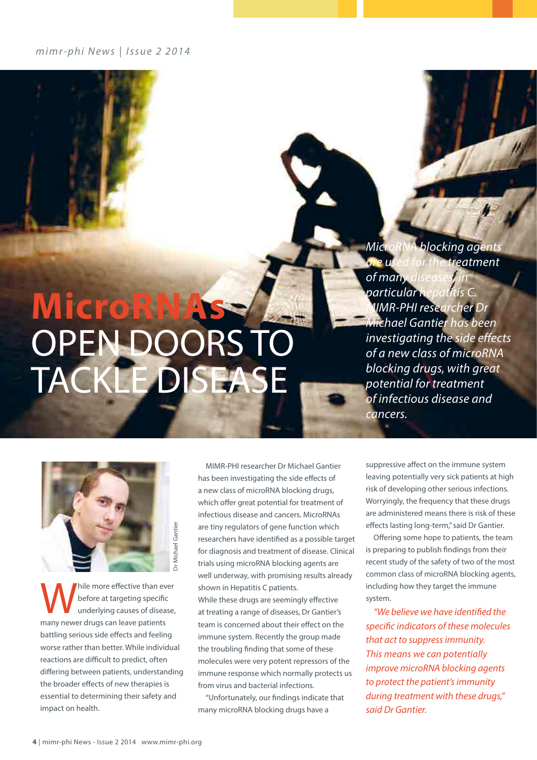# MicroRNAs OPEN DOORS TO TACKLE DISEASE

*MicroRNA blocking agents are used for the treatment of many diseases, in particular hepatitis C. MIMR-PHI researcher Dr Michael Gantier has been investigating the side effects of a new class of microRNA blocking drugs, with great potential for treatment of infectious disease and cancers.*

Dr Michael Gantier

While more effective than ever before at targeting specific underlying causes of disease, many newer drugs can leave patients battling serious side effects and feeling worse rather than better. While individual reactions are difficult to predict, often differing between patients, understanding the broader effects of new therapies is essential to determining their safety and impact on health.

MIMR-PHI researcher Dr Michael Gantier has been investigating the side effects of a new class of microRNA blocking drugs, which offer great potential for treatment of infectious disease and cancers. MicroRNAs are tiny regulators of gene function which researchers have identified as a possible target for diagnosis and treatment of disease. Clinical trials using microRNA blocking agents are well underway, with promising results already shown in Hepatitis C patients.

While these drugs are seemingly effective at treating a range of diseases, Dr Gantier's team is concerned about their effect on the immune system. Recently the group made the troubling finding that some of these molecules were very potent repressors of the immune response which normally protects us from virus and bacterial infections.

"Unfortunately, our findings indicate that many microRNA blocking drugs have a suppressive affect on the immune system leaving potentially very sick patients at high risk of developing other serious infections. Worryingly, the frequency that these drugs are administered means there is risk of these effects lasting long-term," said Dr Gantier.

Offering some hope to patients, the team is preparing to publish findings from their recent study of the safety of two of the most common class of microRNA blocking agents, including how they target the immune system.

*"We believe we have identified the specific indicators of these molecules that act to suppress immunity. This means we can potentially improve microRNA blocking agents to protect the patient's immunity during treatment with these drugs," said Dr Gantier.*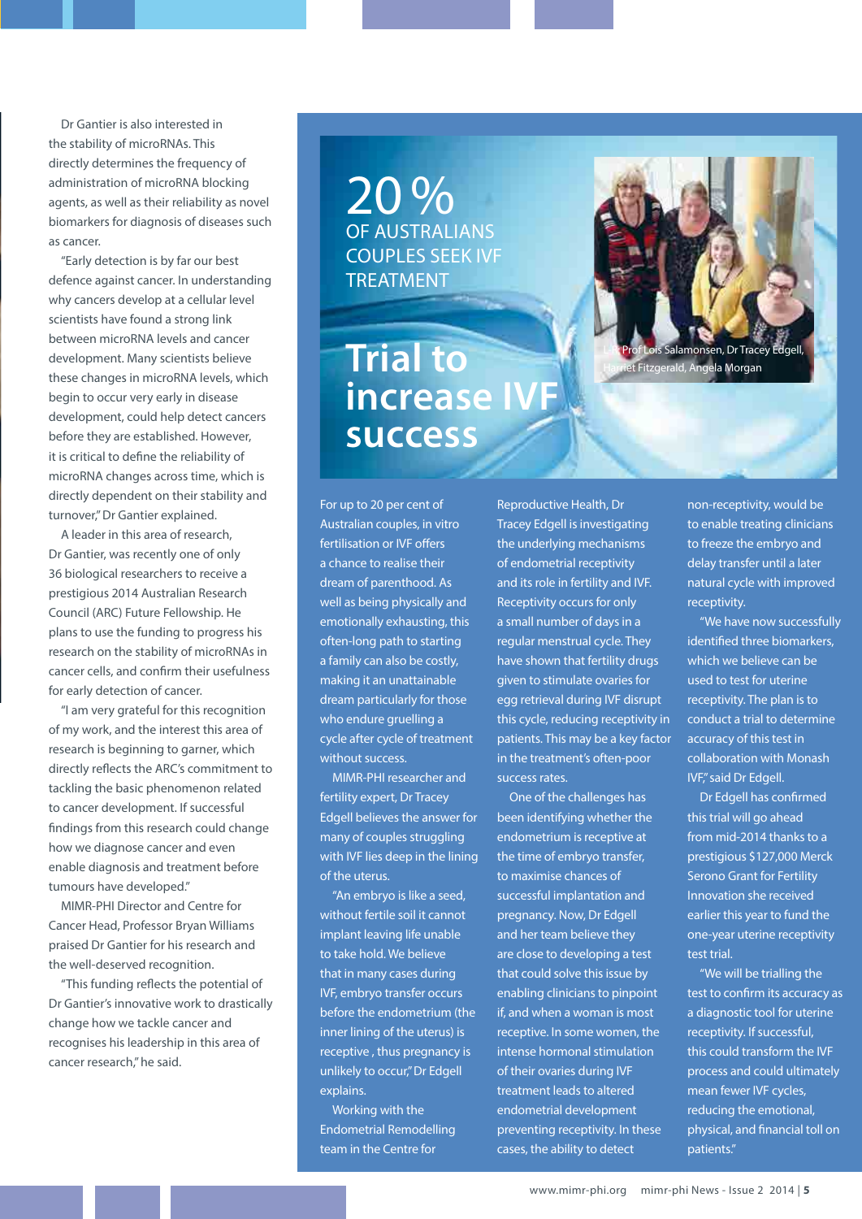Dr Gantier is also interested in the stability of microRNAs. This directly determines the frequency of administration of microRNA blocking agents, as well as their reliability as novel biomarkers for diagnosis of diseases such as cancer.

"Early detection is by far our best defence against cancer. In understanding why cancers develop at a cellular level scientists have found a strong link between microRNA levels and cancer development. Many scientists believe these changes in microRNA levels, which begin to occur very early in disease development, could help detect cancers before they are established. However, it is critical to define the reliability of microRNA changes across time, which is directly dependent on their stability and turnover," Dr Gantier explained.

A leader in this area of research, Dr Gantier, was recently one of only 36 biological researchers to receive a prestigious 2014 Australian Research Council (ARC) Future Fellowship. He plans to use the funding to progress his research on the stability of microRNAs in cancer cells, and confirm their usefulness for early detection of cancer.

"I am very grateful for this recognition of my work, and the interest this area of research is beginning to garner, which directly reflects the ARC's commitment to tackling the basic phenomenon related to cancer development. If successful findings from this research could change how we diagnose cancer and even enable diagnosis and treatment before tumours have developed."

MIMR-PHI Director and Centre for Cancer Head, Professor Bryan Williams praised Dr Gantier for his research and the well-deserved recognition.

"This funding reflects the potential of Dr Gantier's innovative work to drastically change how we tackle cancer and recognises his leadership in this area of cancer research," he said.

**20 %**
**OF AUSTRALIANS COUPLES SEEK IVF TREATMENT**

# Trial to increase IVF success

L-R: Prof Lois Salamonsen, Dr Tracey Edgell, Harriet Fitzgerald, Angela Morgan

For up to 20 per cent of Australian couples, in vitro fertilisation or IVF offers a chance to realise their dream of parenthood. As well as being physically and emotionally exhausting, this often-long path to starting a family can also be costly, making it an unattainable dream particularly for those who endure gruelling a cycle after cycle of treatment without success.

MIMR-PHI researcher and fertility expert, Dr Tracey Edgell believes the answer for many of couples struggling with IVF lies deep in the lining of the uterus.

"An embryo is like a seed, without fertile soil it cannot implant leaving life unable to take hold. We believe that in many cases during IVF, embryo transfer occurs before the endometrium (the inner lining of the uterus) is receptive , thus pregnancy is unlikely to occur," Dr Edgell explains.

Working with the Endometrial Remodelling team in the Centre for Reproductive Health, Dr Tracey Edgell is investigating the underlying mechanisms of endometrial receptivity and its role in fertility and IVF. Receptivity occurs for only a small number of days in a regular menstrual cycle. They have shown that fertility drugs given to stimulate ovaries for egg retrieval during IVF disrupt this cycle, reducing receptivity in patients. This may be a key factor in the treatment's often-poor success rates.

One of the challenges has been identifying whether the endometrium is receptive at the time of embryo transfer, to maximise chances of successful implantation and pregnancy. Now, Dr Edgell and her team believe they are close to developing a test that could solve this issue by enabling clinicians to pinpoint if, and when a woman is most receptive. In some women, the intense hormonal stimulation of their ovaries during IVF treatment leads to altered endometrial development preventing receptivity. In these cases, the ability to detect non-receptivity, would be to enable treating clinicians to freeze the embryo and delay transfer until a later natural cycle with improved receptivity.

"We have now successfully identified three biomarkers, which we believe can be used to test for uterine receptivity. The plan is to conduct a trial to determine accuracy of this test in collaboration with Monash IVF," said Dr Edgell.

Dr Edgell has confirmed this trial will go ahead from mid-2014 thanks to a prestigious $127,000 Merck Serono Grant for Fertility Innovation she received earlier this year to fund the one-year uterine receptivity test trial.

"We will be trialling the test to confirm its accuracy as a diagnostic tool for uterine receptivity. If successful, this could transform the IVF process and could ultimately mean fewer IVF cycles, reducing the emotional, physical, and financial toll on patients."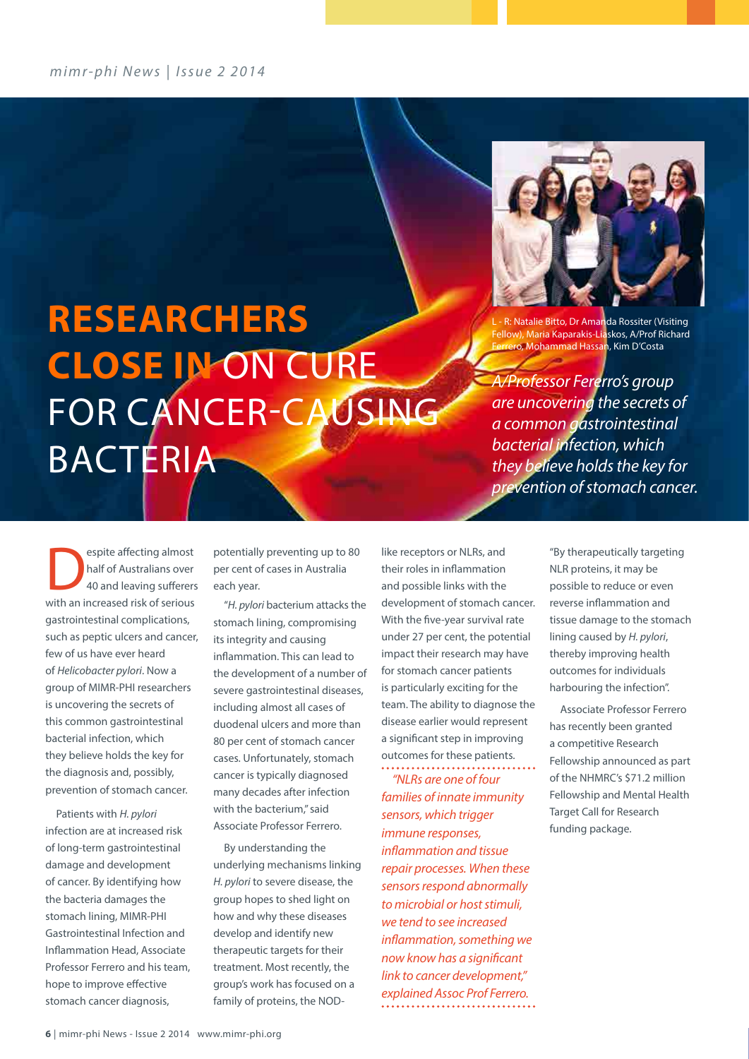# RESEARCHERS CLOSE IN ON CURE FOR CANCER-CAUSING BACTERIA

L - R: Natalie Bitto, Dr Amanda Rossiter (Visiting Fellow), Maria Kaparakis-Liaskos, A/Prof Richard Ferrero, Mohammad Hassan, Kim D'Costa

*A/Professor Fererro's group are uncovering the secrets of a common gastrointestinal bacterial infection, which they believe holds the key for prevention of stomach cancer.*

Despite affecting almost half of Australians over 40 and leaving sufferers with an increased risk of serious gastrointestinal complications, such as peptic ulcers and cancer, few of us have ever heard of *Helicobacter pylori*. Now a group of MIMR-PHI researchers is uncovering the secrets of this common gastrointestinal bacterial infection, which they believe holds the key for the diagnosis and, possibly, prevention of stomach cancer.

Patients with *H. pylori* infection are at increased risk of long-term gastrointestinal damage and development of cancer. By identifying how the bacteria damages the stomach lining, MIMR-PHI Gastrointestinal Infection and Inflammation Head, Associate Professor Ferrero and his team, hope to improve effective stomach cancer diagnosis, potentially preventing up to 80 per cent of cases in Australia each year.

"*H. pylori* bacterium attacks the stomach lining, compromising its integrity and causing inflammation. This can lead to the development of a number of severe gastrointestinal diseases, including almost all cases of duodenal ulcers and more than 80 per cent of stomach cancer cases. Unfortunately, stomach cancer is typically diagnosed many decades after infection with the bacterium," said Associate Professor Ferrero.

By understanding the underlying mechanisms linking *H. pylori* to severe disease, the group hopes to shed light on how and why these diseases develop and identify new therapeutic targets for their treatment. Most recently, the group's work has focused on a family of proteins, the NOD-like receptors or NLRs, and their roles in inflammation and possible links with the development of stomach cancer. With the five-year survival rate under 27 per cent, the potential impact their research may have for stomach cancer patients is particularly exciting for the team. The ability to diagnose the disease earlier would represent a significant step in improving outcomes for these patients.

*"NLRs are one of four families of innate immunity sensors, which trigger immune responses, inflammation and tissue repair processes. When these sensors respond abnormally to microbial or host stimuli, we tend to see increased inflammation, something we now know has a significant link to cancer development," explained Assoc Prof Ferrero.*

"By therapeutically targeting NLR proteins, it may be possible to reduce or even reverse inflammation and tissue damage to the stomach lining caused by *H. pylori*, thereby improving health outcomes for individuals harbouring the infection".

Associate Professor Ferrero has recently been granted a competitive Research Fellowship announced as part of the NHMRC's $71.2 million Fellowship and Mental Health Target Call for Research funding package.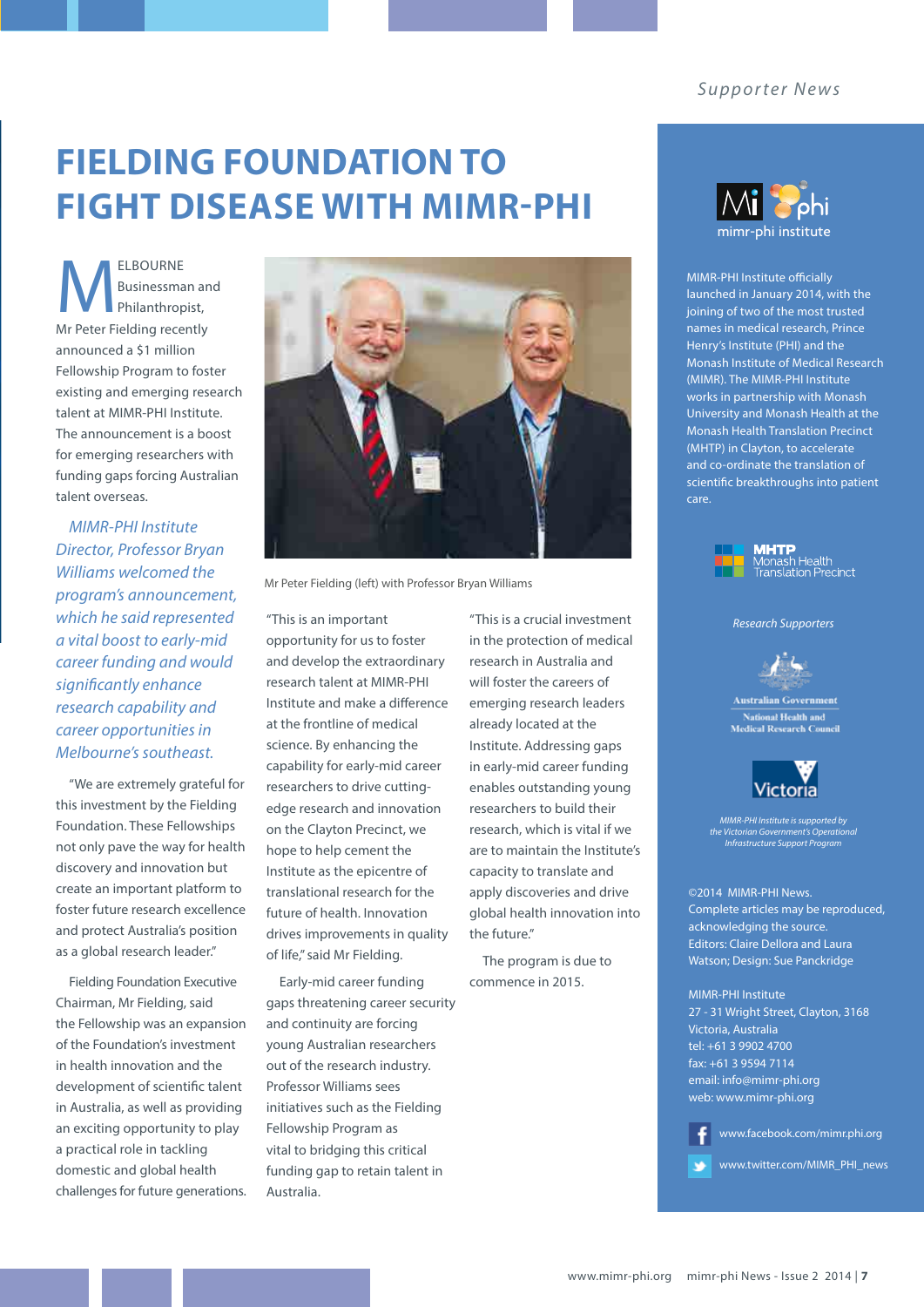# FIELDING FOUNDATION TO FIGHT DISEASE WITH MIMR-PHI

MELBOURNE Businessman and Philanthropist, Mr Peter Fielding recently announced a $1 million Fellowship Program to foster existing and emerging research talent at MIMR-PHI Institute. The announcement is a boost for emerging researchers with funding gaps forcing Australian talent overseas.

*MIMR-PHI Institute Director, Professor Bryan Williams welcomed the program's announcement, which he said represented a vital boost to early-mid career funding and would significantly enhance research capability and career opportunities in Melbourne's southeast.*

"We are extremely grateful for this investment by the Fielding Foundation. These Fellowships not only pave the way for health discovery and innovation but create an important platform to foster future research excellence and protect Australia's position as a global research leader."

Fielding Foundation Executive Chairman, Mr Fielding, said the Fellowship was an expansion of the Foundation's investment in health innovation and the development of scientific talent in Australia, as well as providing an exciting opportunity to play a practical role in tackling domestic and global health challenges for future generations.

Mr Peter Fielding (left) with Professor Bryan Williams

"This is an important opportunity for us to foster and develop the extraordinary research talent at MIMR-PHI Institute and make a difference at the frontline of medical science. By enhancing the capability for early-mid career researchers to drive cutting-edge research and innovation on the Clayton Precinct, we hope to help cement the Institute as the epicentre of translational research for the future of health. Innovation drives improvements in quality of life," said Mr Fielding.

Early-mid career funding gaps threatening career security and continuity are forcing young Australian researchers out of the research industry. Professor Williams sees initiatives such as the Fielding Fellowship Program as vital to bridging this critical funding gap to retain talent in Australia.

"This is a crucial investment in the protection of medical research in Australia and will foster the careers of emerging research leaders already located at the Institute. Addressing gaps in early-mid career funding enables outstanding young researchers to build their research, which is vital if we are to maintain the Institute's capacity to translate and apply discoveries and drive global health innovation into the future."

The program is due to commence in 2015.

---

Supporter News

mimr-phi institute

MIMR-PHI Institute officially launched in January 2014, with the joining of two of the most trusted names in medical research, Prince Henry's Institute (PHI) and the Monash Institute of Medical Research (MIMR). The MIMR-PHI Institute works in partnership with Monash University and Monash Health at the Monash Health Translation Precinct (MHTP) in Clayton, to accelerate and co-ordinate the translation of scientific breakthroughs into patient care.

MHTP Monash Health Translation Precinct

*Research Supporters*

Australian Government
National Health and Medical Research Council

Victoria

*MIMR-PHI Institute is supported by the Victorian Government's Operational Infrastructure Support Program*

©2014 MIMR-PHI News.
Complete articles may be reproduced, acknowledging the source.
Editors: Claire Dellora and Laura Watson; Design: Sue Panckridge

MIMR-PHI Institute
27 - 31 Wright Street, Clayton, 3168
Victoria, Australia
tel: +61 3 9902 4700
fax: +61 3 9594 7114
email: info@mimr-phi.org
web: www.mimr-phi.org

www.facebook.com/mimr.phi.org

www.twitter.com/MIMR_PHI_news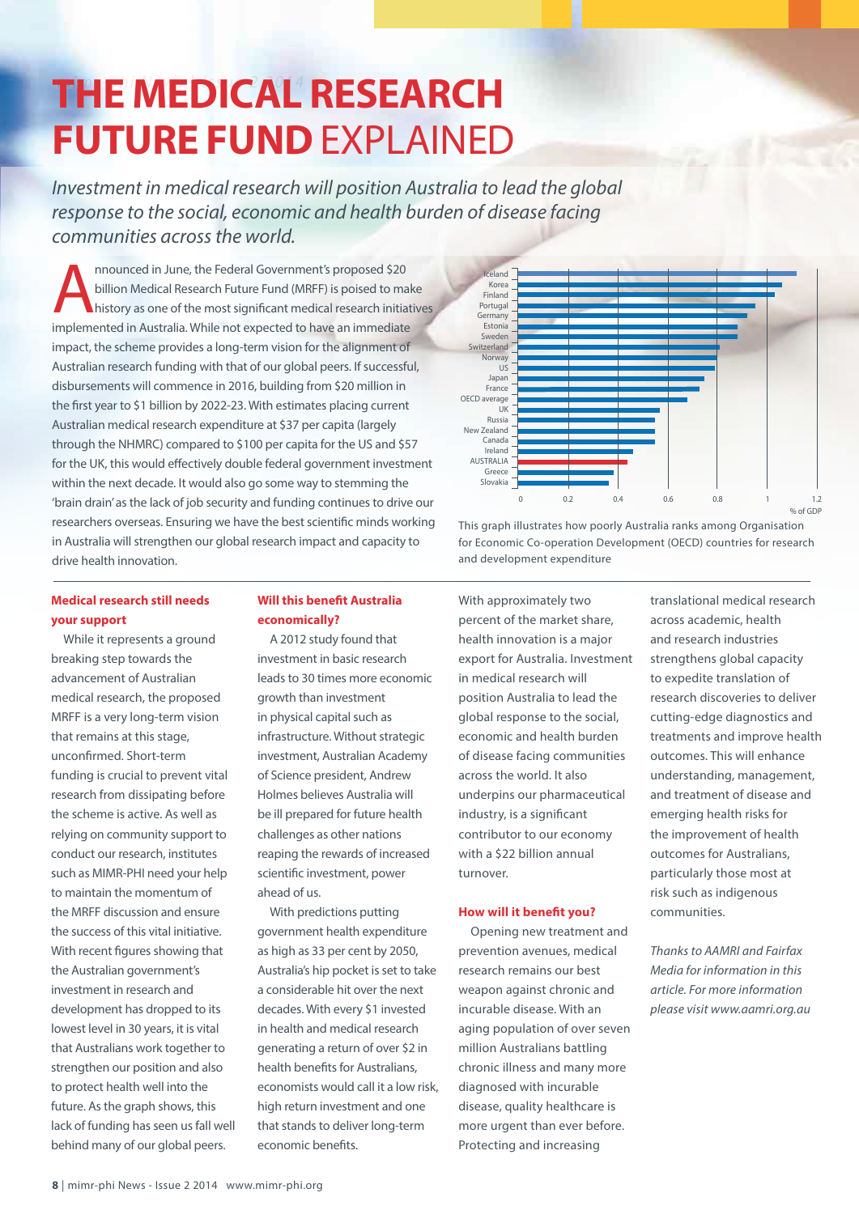# THE MEDICAL RESEARCH FUTURE FUND EXPLAINED

*Investment in medical research will position Australia to lead the global response to the social, economic and health burden of disease facing communities across the world.*

Announced in June, the Federal Government's proposed $20 billion Medical Research Future Fund (MRFF) is poised to make history as one of the most significant medical research initiatives implemented in Australia. While not expected to have an immediate impact, the scheme provides a long-term vision for the alignment of Australian research funding with that of our global peers. If successful, disbursements will commence in 2016, building from $20 million in the first year to $1 billion by 2022-23. With estimates placing current Australian medical research expenditure at $37 per capita (largely through the NHMRC) compared to $100 per capita for the US and $57 for the UK, this would effectively double federal government investment within the next decade. It would also go some way to stemming the 'brain drain' as the lack of job security and funding continues to drive our researchers overseas. Ensuring we have the best scientific minds working in Australia will strengthen our global research impact and capacity to drive health innovation.

Iceland
Korea
Finland
Portugal
Germany
Estonia
Sweden
Switzerland
Norway
US
Japan
France
OECD average
UK
Russia
New Zealand
Canada
Ireland
AUSTRALIA
Greece
Slovakia

0 0.2 0.4 0.6 0.8 1 1.2
% of GDP

This graph illustrates how poorly Australia ranks among Organisation for Economic Co-operation Development (OECD) countries for research and development expenditure

## Medical research still needs your support

While it represents a ground breaking step towards the advancement of Australian medical research, the proposed MRFF is a very long-term vision that remains at this stage, unconfirmed. Short-term funding is crucial to prevent vital research from dissipating before the scheme is active. As well as relying on community support to conduct our research, institutes such as MIMR-PHI need your help to maintain the momentum of the MRFF discussion and ensure the success of this vital initiative. With recent figures showing that the Australian government's investment in research and development has dropped to its lowest level in 30 years, it is vital that Australians work together to strengthen our position and also to protect health well into the future. As the graph shows, this lack of funding has seen us fall well behind many of our global peers.

## Will this benefit Australia economically?

A 2012 study found that investment in basic research leads to 30 times more economic growth than investment in physical capital such as infrastructure. Without strategic investment, Australian Academy of Science president, Andrew Holmes believes Australia will be ill prepared for future health challenges as other nations reaping the rewards of increased scientific investment, power ahead of us.

With predictions putting government health expenditure as high as 33 per cent by 2050, Australia's hip pocket is set to take a considerable hit over the next decades. With every $1 invested in health and medical research generating a return of over $2 in health benefits for Australians, economists would call it a low risk, high return investment and one that stands to deliver long-term economic benefits.

With approximately two percent of the market share, health innovation is a major export for Australia. Investment in medical research will position Australia to lead the global response to the social, economic and health burden of disease facing communities across the world. It also underpins our pharmaceutical industry, is a significant contributor to our economy with a $22 billion annual turnover.

## How will it benefit you?

Opening new treatment and prevention avenues, medical research remains our best weapon against chronic and incurable disease. With an aging population of over seven million Australians battling chronic illness and many more diagnosed with incurable disease, quality healthcare is more urgent than ever before. Protecting and increasing translational medical research across academic, health and research industries strengthens global capacity to expedite translation of research discoveries to deliver cutting-edge diagnostics and treatments and improve health outcomes. This will enhance understanding, management, and treatment of disease and emerging health risks for the improvement of health outcomes for Australians, particularly those most at risk such as indigenous communities.

*Thanks to AAMRI and Fairfax Media for information in this article. For more information please visit www.aamri.org.au*